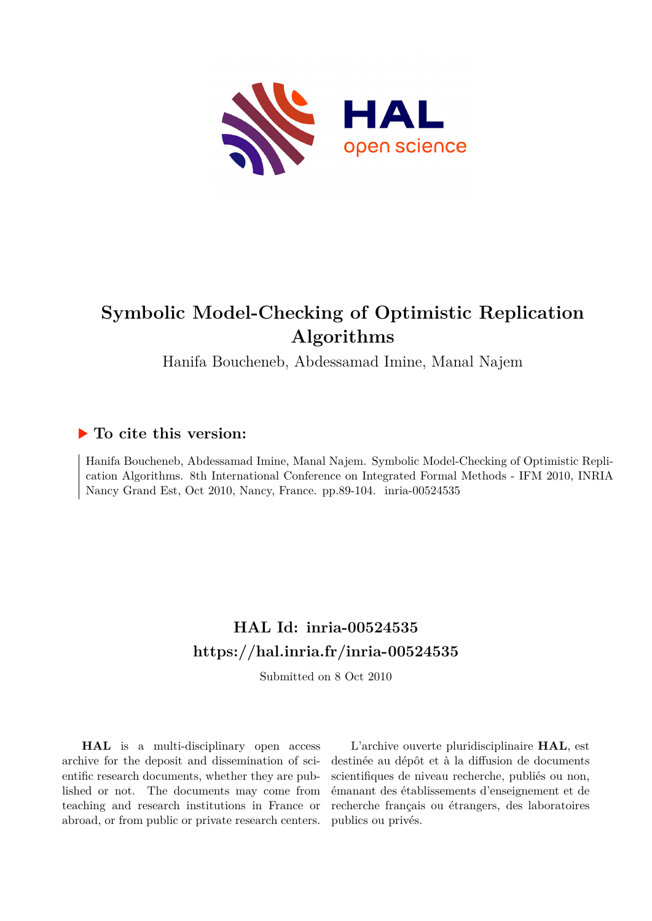# Symbolic Model-Checking of Optimistic Replication Algorithms

Hanifa Boucheneb, Abdessamad Imine, Manal Najem

## ▶ To cite this version:

Hanifa Boucheneb, Abdessamad Imine, Manal Najem. Symbolic Model-Checking of Optimistic Replication Algorithms. 8th International Conference on Integrated Formal Methods - IFM 2010, INRIA Nancy Grand Est, Oct 2010, Nancy, France. pp.89-104. inria-00524535

## HAL Id: inria-00524535

## https://hal.inria.fr/inria-00524535

Submitted on 8 Oct 2010

**HAL** is a multi-disciplinary open access archive for the deposit and dissemination of scientific research documents, whether they are published or not. The documents may come from teaching and research institutions in France or abroad, or from public or private research centers.

L'archive ouverte pluridisciplinaire **HAL**, est destinée au dépôt et à la diffusion de documents scientifiques de niveau recherche, publiés ou non, émanant des établissements d'enseignement et de recherche français ou étrangers, des laboratoires publics ou privés.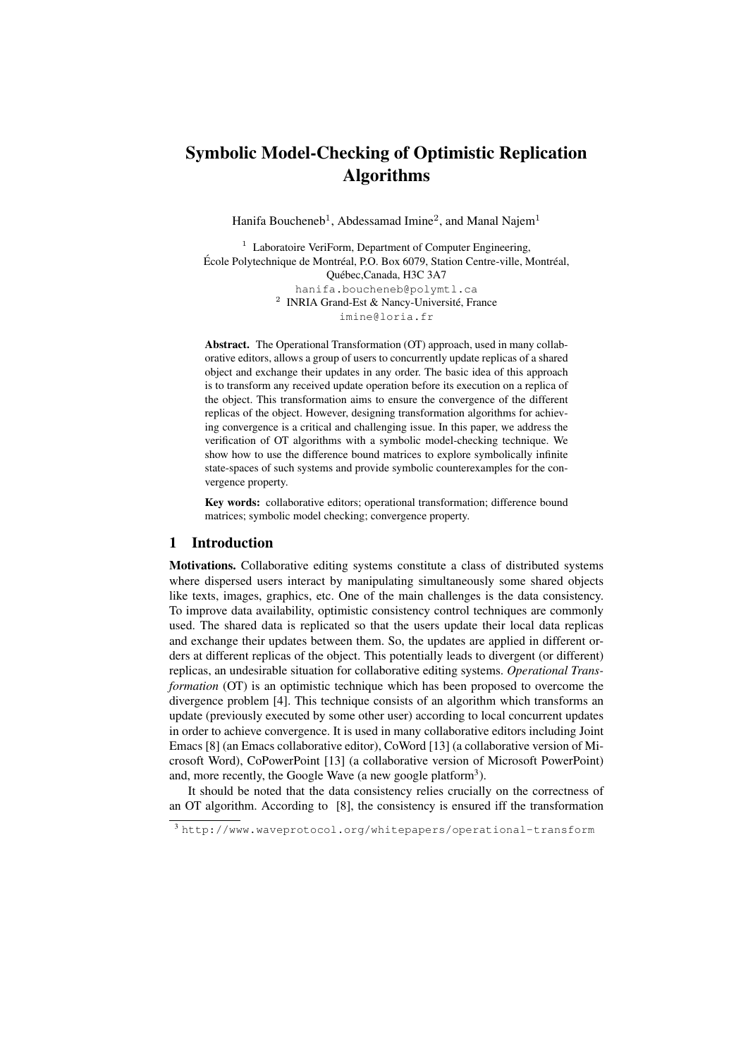# Symbolic Model-Checking of Optimistic Replication Algorithms

Hanifa Boucheneb[1], Abdessamad Imine[2], and Manal Najem[1]

[1] Laboratoire VeriForm, Department of Computer Engineering, École Polytechnique de Montréal, P.O. Box 6079, Station Centre-ville, Montréal, Québec,Canada, H3C 3A7
hanifa.boucheneb@polymtl.ca
[2] INRIA Grand-Est & Nancy-Université, France
imine@loria.fr

**Abstract.** The Operational Transformation (OT) approach, used in many collaborative editors, allows a group of users to concurrently update replicas of a shared object and exchange their updates in any order. The basic idea of this approach is to transform any received update operation before its execution on a replica of the object. This transformation aims to ensure the convergence of the different replicas of the object. However, designing transformation algorithms for achieving convergence is a critical and challenging issue. In this paper, we address the verification of OT algorithms with a symbolic model-checking technique. We show how to use the difference bound matrices to explore symbolically infinite state-spaces of such systems and provide symbolic counterexamples for the convergence property.

**Key words:** collaborative editors; operational transformation; difference bound matrices; symbolic model checking; convergence property.

## 1 Introduction

**Motivations.** Collaborative editing systems constitute a class of distributed systems where dispersed users interact by manipulating simultaneously some shared objects like texts, images, graphics, etc. One of the main challenges is the data consistency. To improve data availability, optimistic consistency control techniques are commonly used. The shared data is replicated so that the users update their local data replicas and exchange their updates between them. So, the updates are applied in different orders at different replicas of the object. This potentially leads to divergent (or different) replicas, an undesirable situation for collaborative editing systems. *Operational Transformation* (OT) is an optimistic technique which has been proposed to overcome the divergence problem [4]. This technique consists of an algorithm which transforms an update (previously executed by some other user) according to local concurrent updates in order to achieve convergence. It is used in many collaborative editors including Joint Emacs [8] (an Emacs collaborative editor), CoWord [13] (a collaborative version of Microsoft Word), CoPowerPoint [13] (a collaborative version of Microsoft PowerPoint) and, more recently, the Google Wave (a new google platform[3]).

It should be noted that the data consistency relies crucially on the correctness of an OT algorithm. According to [8], the consistency is ensured iff the transformation

[3] http://www.waveprotocol.org/whitepapers/operational-transform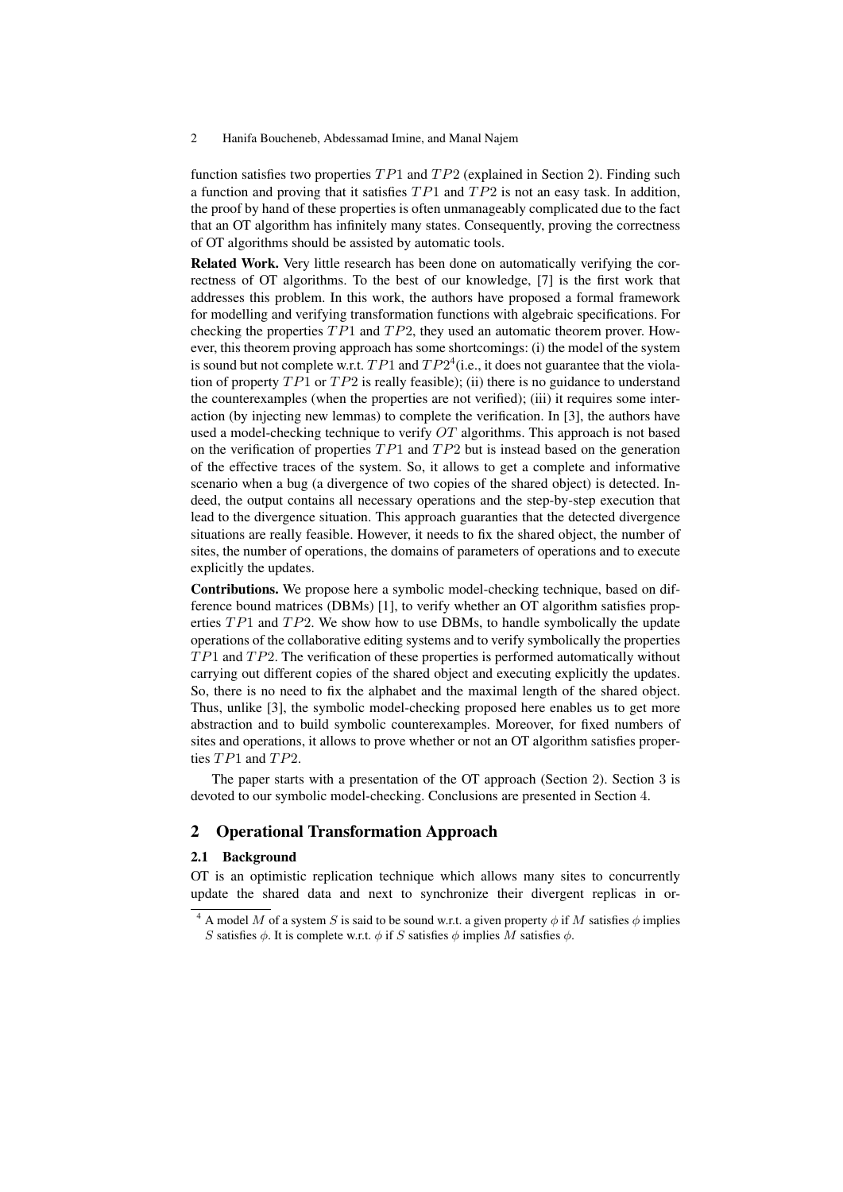function satisfies two properties $TP1$ and $TP2$ (explained in Section 2). Finding such a function and proving that it satisfies $TP1$ and $TP2$ is not an easy task. In addition, the proof by hand of these properties is often unmanageably complicated due to the fact that an OT algorithm has infinitely many states. Consequently, proving the correctness of OT algorithms should be assisted by automatic tools.

**Related Work.** Very little research has been done on automatically verifying the correctness of OT algorithms. To the best of our knowledge, [7] is the first work that addresses this problem. In this work, the authors have proposed a formal framework for modelling and verifying transformation functions with algebraic specifications. For checking the properties $TP1$ and $TP2$, they used an automatic theorem prover. However, this theorem proving approach has some shortcomings: (i) the model of the system is sound but not complete w.r.t. $TP1$ and $TP2$[4](i.e., it does not guarantee that the violation of property $TP1$ or $TP2$ is really feasible); (ii) there is no guidance to understand the counterexamples (when the properties are not verified); (iii) it requires some interaction (by injecting new lemmas) to complete the verification. In [3], the authors have used a model-checking technique to verify $OT$ algorithms. This approach is not based on the verification of properties $TP1$ and $TP2$ but is instead based on the generation of the effective traces of the system. So, it allows to get a complete and informative scenario when a bug (a divergence of two copies of the shared object) is detected. Indeed, the output contains all necessary operations and the step-by-step execution that lead to the divergence situation. This approach guaranties that the detected divergence situations are really feasible. However, it needs to fix the shared object, the number of sites, the number of operations, the domains of parameters of operations and to execute explicitly the updates.

**Contributions.** We propose here a symbolic model-checking technique, based on difference bound matrices (DBMs) [1], to verify whether an OT algorithm satisfies properties $TP1$ and $TP2$. We show how to use DBMs, to handle symbolically the update operations of the collaborative editing systems and to verify symbolically the properties $TP1$ and $TP2$. The verification of these properties is performed automatically without carrying out different copies of the shared object and executing explicitly the updates. So, there is no need to fix the alphabet and the maximal length of the shared object. Thus, unlike [3], the symbolic model-checking proposed here enables us to get more abstraction and to build symbolic counterexamples. Moreover, for fixed numbers of sites and operations, it allows to prove whether or not an OT algorithm satisfies properties $TP1$ and $TP2$.

The paper starts with a presentation of the OT approach (Section 2). Section 3 is devoted to our symbolic model-checking. Conclusions are presented in Section 4.

## 2 Operational Transformation Approach

### 2.1 Background

OT is an optimistic replication technique which allows many sites to concurrently update the shared data and next to synchronize their divergent replicas in or-

[4] A model $M$ of a system $S$ is said to be sound w.r.t. a given property $\phi$ if $M$ satisfies $\phi$ implies $S$ satisfies $\phi$. It is complete w.r.t. $\phi$ if $S$ satisfies $\phi$ implies $M$ satisfies $\phi$.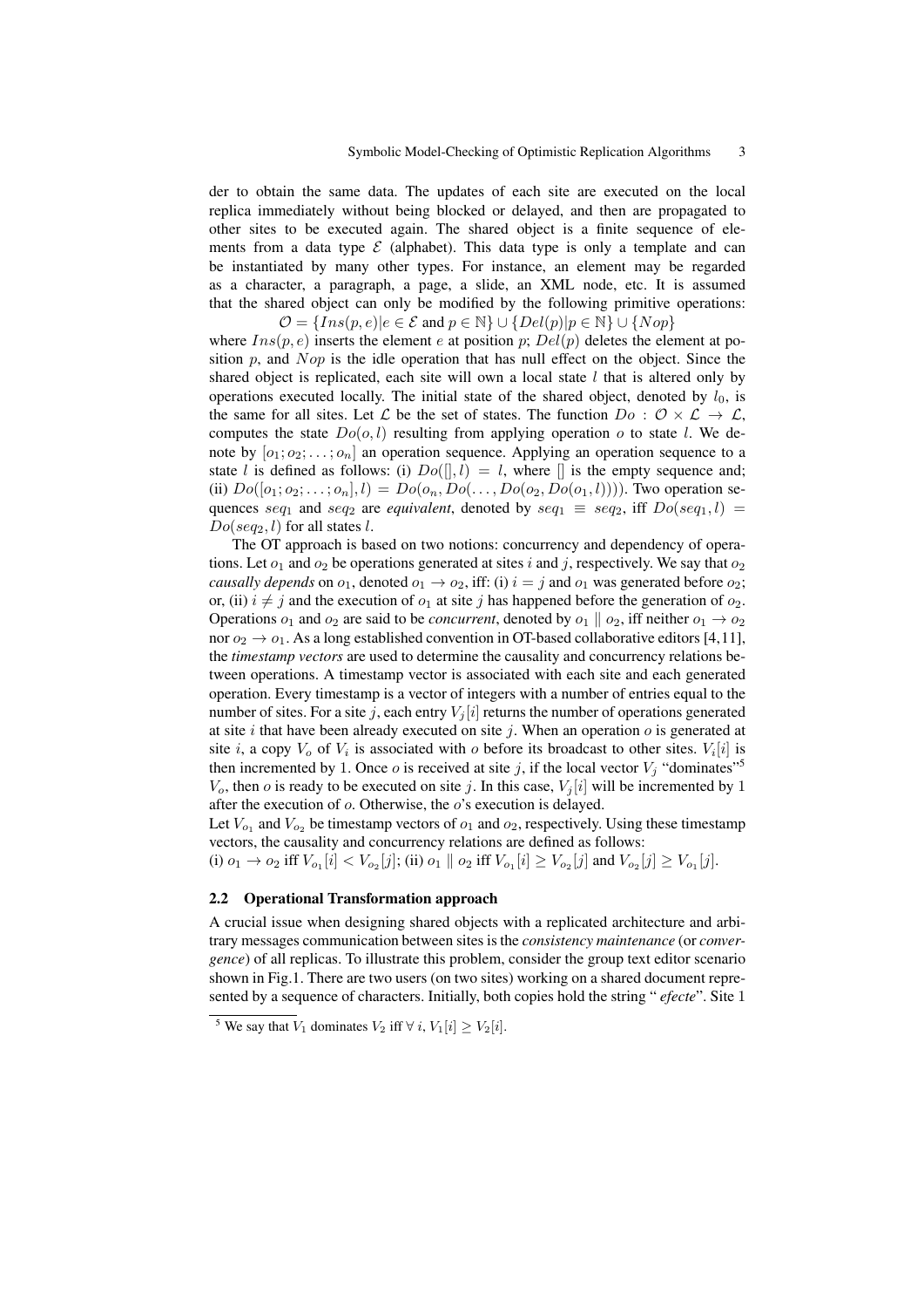der to obtain the same data. The updates of each site are executed on the local replica immediately without being blocked or delayed, and then are propagated to other sites to be executed again. The shared object is a finite sequence of elements from a data type $\mathcal{E}$ (alphabet). This data type is only a template and can be instantiated by many other types. For instance, an element may be regarded as a character, a paragraph, a page, a slide, an XML node, etc. It is assumed that the shared object can only be modified by the following primitive operations:

$$\mathcal{O} = \{Ins(p, e) | e \in \mathcal{E} \text{ and } p \in \mathbb{N}\} \cup \{Del(p) | p \in \mathbb{N}\} \cup \{Nop\}$$

where $Ins(p, e)$ inserts the element $e$ at position $p$; $Del(p)$ deletes the element at position $p$, and $Nop$ is the idle operation that has null effect on the object. Since the shared object is replicated, each site will own a local state $l$ that is altered only by operations executed locally. The initial state of the shared object, denoted by $l_0$, is the same for all sites. Let $\mathcal{L}$ be the set of states. The function $Do : \mathcal{O} \times \mathcal{L} \rightarrow \mathcal{L}$, computes the state $Do(o, l)$ resulting from applying operation $o$ to state $l$. We denote by $[o_1; o_2; \ldots; o_n]$ an operation sequence. Applying an operation sequence to a state $l$ is defined as follows: (i) $Do([], l) = l$, where $[]$ is the empty sequence and; (ii) $Do([o_1; o_2; \ldots; o_n], l) = Do(o_n, Do(\ldots, Do(o_2, Do(o_1, l))))$. Two operation sequences $seq_1$ and $seq_2$ are *equivalent*, denoted by $seq_1 \equiv seq_2$, iff $Do(seq_1, l) = Do(seq_2, l)$ for all states $l$.

The OT approach is based on two notions: concurrency and dependency of operations. Let $o_1$ and $o_2$ be operations generated at sites $i$ and $j$, respectively. We say that $o_2$ *causally depends* on $o_1$, denoted $o_1 \rightarrow o_2$, iff: (i) $i = j$ and $o_1$ was generated before $o_2$; or, (ii) $i \neq j$ and the execution of $o_1$ at site $j$ has happened before the generation of $o_2$. Operations $o_1$ and $o_2$ are said to be *concurrent*, denoted by $o_1 \parallel o_2$, iff neither $o_1 \rightarrow o_2$ nor $o_2 \rightarrow o_1$. As a long established convention in OT-based collaborative editors [4,11], the *timestamp vectors* are used to determine the causality and concurrency relations between operations. A timestamp vector is associated with each site and each generated operation. Every timestamp is a vector of integers with a number of entries equal to the number of sites. For a site $j$, each entry $V_j[i]$ returns the number of operations generated at site $i$ that have been already executed on site $j$. When an operation $o$ is generated at site $i$, a copy $V_o$ of $V_i$ is associated with $o$ before its broadcast to other sites. $V_i[i]$ is then incremented by 1. Once $o$ is received at site $j$, if the local vector $V_j$ "dominates"[5] $V_o$, then $o$ is ready to be executed on site $j$. In this case, $V_j[i]$ will be incremented by 1 after the execution of $o$. Otherwise, the $o$'s execution is delayed.

Let $V_{o_1}$ and $V_{o_2}$ be timestamp vectors of $o_1$ and $o_2$, respectively. Using these timestamp vectors, the causality and concurrency relations are defined as follows:
(i) $o_1 \rightarrow o_2$ iff $V_{o_1}[i] < V_{o_2}[j]$; (ii) $o_1 \parallel o_2$ iff $V_{o_1}[i] \geq V_{o_2}[j]$ and $V_{o_2}[j] \geq V_{o_1}[j]$.

### 2.2 Operational Transformation approach

A crucial issue when designing shared objects with a replicated architecture and arbitrary messages communication between sites is the *consistency maintenance* (or *convergence*) of all replicas. To illustrate this problem, consider the group text editor scenario shown in Fig.1. There are two users (on two sites) working on a shared document represented by a sequence of characters. Initially, both copies hold the string "*efecte*". Site 1

[5] We say that $V_1$ dominates $V_2$ iff $\forall\, i$, $V_1[i] \geq V_2[i]$.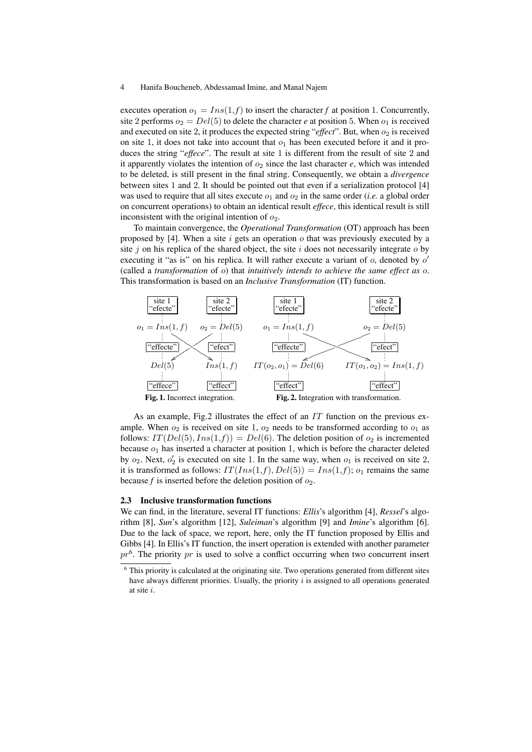executes operation $o_1 = Ins(1, f)$ to insert the character *f* at position 1. Concurrently, site 2 performs $o_2 = Del(5)$ to delete the character *e* at position 5. When $o_1$ is received and executed on site 2, it produces the expected string "*effect*". But, when $o_2$ is received on site 1, it does not take into account that $o_1$ has been executed before it and it produces the string "*effece*". The result at site 1 is different from the result of site 2 and it apparently violates the intention of $o_2$ since the last character *e*, which was intended to be deleted, is still present in the final string. Consequently, we obtain a *divergence* between sites 1 and 2. It should be pointed out that even if a serialization protocol [4] was used to require that all sites execute $o_1$ and $o_2$ in the same order (*i.e.* a global order on concurrent operations) to obtain an identical result *effece*, this identical result is still inconsistent with the original intention of $o_2$.

To maintain convergence, the *Operational Transformation* (OT) approach has been proposed by [4]. When a site $i$ gets an operation $o$ that was previously executed by a site $j$ on his replica of the shared object, the site $i$ does not necessarily integrate $o$ by executing it "as is" on his replica. It will rather execute a variant of $o$, denoted by $o'$ (called a *transformation* of $o$) that *intuitively intends to achieve the same effect as* $o$. This transformation is based on an *Inclusive Transformation* (IT) function.

| site 1 "efecte" | site 2 "efecte" |
|---|---|
| $o_1 = Ins(1, f)$ | $o_2 = Del(5)$ |
| "effecte" | "efect" |
| $Del(5)$ | $Ins(1, f)$ |
| "effece" | "effect" |

**Fig. 1.** Incorrect integration.

| site 1 "efecte" | site 2 "efecte" |
|---|---|
| $o_1 = Ins(1, f)$ | $o_2 = Del(5)$ |
| "effecte" | "efect" |
| $IT(o_2, o_1) = Del(6)$ | $IT(o_1, o_2) = Ins(1, f)$ |
| "effect" | "effect" |

**Fig. 2.** Integration with transformation.

As an example, Fig.2 illustrates the effect of an $IT$ function on the previous example. When $o_2$ is received on site 1, $o_2$ needs to be transformed according to $o_1$ as follows: $IT(Del(5), Ins(1,f)) = Del(6)$. The deletion position of $o_2$ is incremented because $o_1$ has inserted a character at position 1, which is before the character deleted by $o_2$. Next, $o'_2$ is executed on site 1. In the same way, when $o_1$ is received on site 2, it is transformed as follows: $IT(Ins(1,f), Del(5)) = Ins(1,f)$; $o_1$ remains the same because *f* is inserted before the deletion position of $o_2$.

### 2.3 Inclusive transformation functions

We can find, in the literature, several IT functions: *Ellis*'s algorithm [4], *Ressel*'s algorithm [8], *Sun*'s algorithm [12], *Suleiman*'s algorithm [9] and *Imine*'s algorithm [6]. Due to the lack of space, we report, here, only the IT function proposed by Ellis and Gibbs [4]. In Ellis's IT function, the insert operation is extended with another parameter $pr$[6]. The priority $pr$ is used to solve a conflict occurring when two concurrent insert

[6] This priority is calculated at the originating site. Two operations generated from different sites have always different priorities. Usually, the priority $i$ is assigned to all operations generated at site $i$.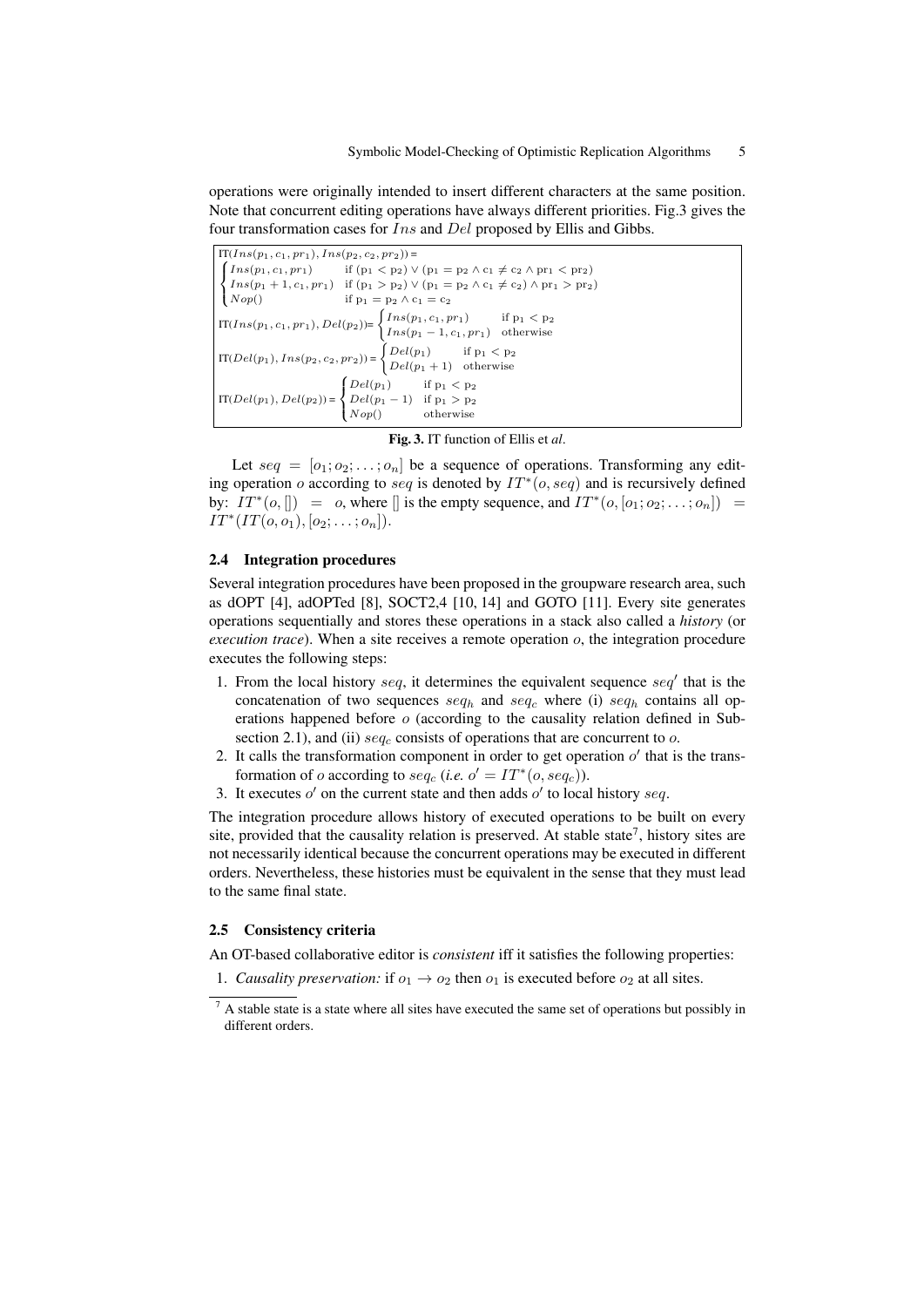operations were originally intended to insert different characters at the same position. Note that concurrent editing operations have always different priorities. Fig.3 gives the four transformation cases for $Ins$ and $Del$ proposed by Ellis and Gibbs.

$$\mathrm{IT}(Ins(p_1, c_1, pr_1), Ins(p_2, c_2, pr_2)) = \begin{cases} Ins(p_1, c_1, pr_1) & \text{if } (\mathrm{p}_1 < \mathrm{p}_2) \vee (\mathrm{p}_1 = \mathrm{p}_2 \wedge \mathrm{c}_1 \neq \mathrm{c}_2 \wedge \mathrm{pr}_1 < \mathrm{pr}_2) \\ Ins(p_1 + 1, c_1, pr_1) & \text{if } (\mathrm{p}_1 > \mathrm{p}_2) \vee (\mathrm{p}_1 = \mathrm{p}_2 \wedge \mathrm{c}_1 \neq \mathrm{c}_2) \wedge \mathrm{pr}_1 > \mathrm{pr}_2) \\ Nop() & \text{if } \mathrm{p}_1 = \mathrm{p}_2 \wedge \mathrm{c}_1 = \mathrm{c}_2 \end{cases}$$

$$\mathrm{IT}(Ins(p_1, c_1, pr_1), Del(p_2)) = \begin{cases} Ins(p_1, c_1, pr_1) & \text{if } \mathrm{p}_1 < \mathrm{p}_2 \\ Ins(p_1 - 1, c_1, pr_1) & \text{otherwise} \end{cases}$$

$$\mathrm{IT}(Del(p_1), Ins(p_2, c_2, pr_2)) = \begin{cases} Del(p_1) & \text{if } \mathrm{p}_1 < \mathrm{p}_2 \\ Del(p_1 + 1) & \text{otherwise} \end{cases}$$

$$\mathrm{IT}(Del(p_1), Del(p_2)) = \begin{cases} Del(p_1) & \text{if } \mathrm{p}_1 < \mathrm{p}_2 \\ Del(p_1 - 1) & \text{if } \mathrm{p}_1 > \mathrm{p}_2 \\ Nop() & \text{otherwise} \end{cases}$$

**Fig. 3.** IT function of Ellis et *al*.

Let $seq = [o_1; o_2; \ldots; o_n]$ be a sequence of operations. Transforming any editing operation $o$ according to $seq$ is denoted by $IT^*(o, seq)$ and is recursively defined by: $IT^*(o, []) = o$, where $[]$ is the empty sequence, and $IT^*(o, [o_1; o_2; \ldots; o_n]) = IT^*(IT(o, o_1), [o_2; \ldots; o_n])$.

### 2.4 Integration procedures

Several integration procedures have been proposed in the groupware research area, such as dOPT [4], adOPTed [8], SOCT2,4 [10, 14] and GOTO [11]. Every site generates operations sequentially and stores these operations in a stack also called a *history* (or *execution trace*). When a site receives a remote operation $o$, the integration procedure executes the following steps:

1. From the local history $seq$, it determines the equivalent sequence $seq'$ that is the concatenation of two sequences $seq_h$ and $seq_c$ where (i) $seq_h$ contains all operations happened before $o$ (according to the causality relation defined in Subsection 2.1), and (ii) $seq_c$ consists of operations that are concurrent to $o$.
2. It calls the transformation component in order to get operation $o'$ that is the transformation of $o$ according to $seq_c$ (*i.e.* $o' = IT^*(o, seq_c)$).
3. It executes $o'$ on the current state and then adds $o'$ to local history $seq$.

The integration procedure allows history of executed operations to be built on every site, provided that the causality relation is preserved. At stable state[7], history sites are not necessarily identical because the concurrent operations may be executed in different orders. Nevertheless, these histories must be equivalent in the sense that they must lead to the same final state.

### 2.5 Consistency criteria

An OT-based collaborative editor is *consistent* iff it satisfies the following properties:

1. *Causality preservation:* if $o_1 \to o_2$ then $o_1$ is executed before $o_2$ at all sites.

[7] A stable state is a state where all sites have executed the same set of operations but possibly in different orders.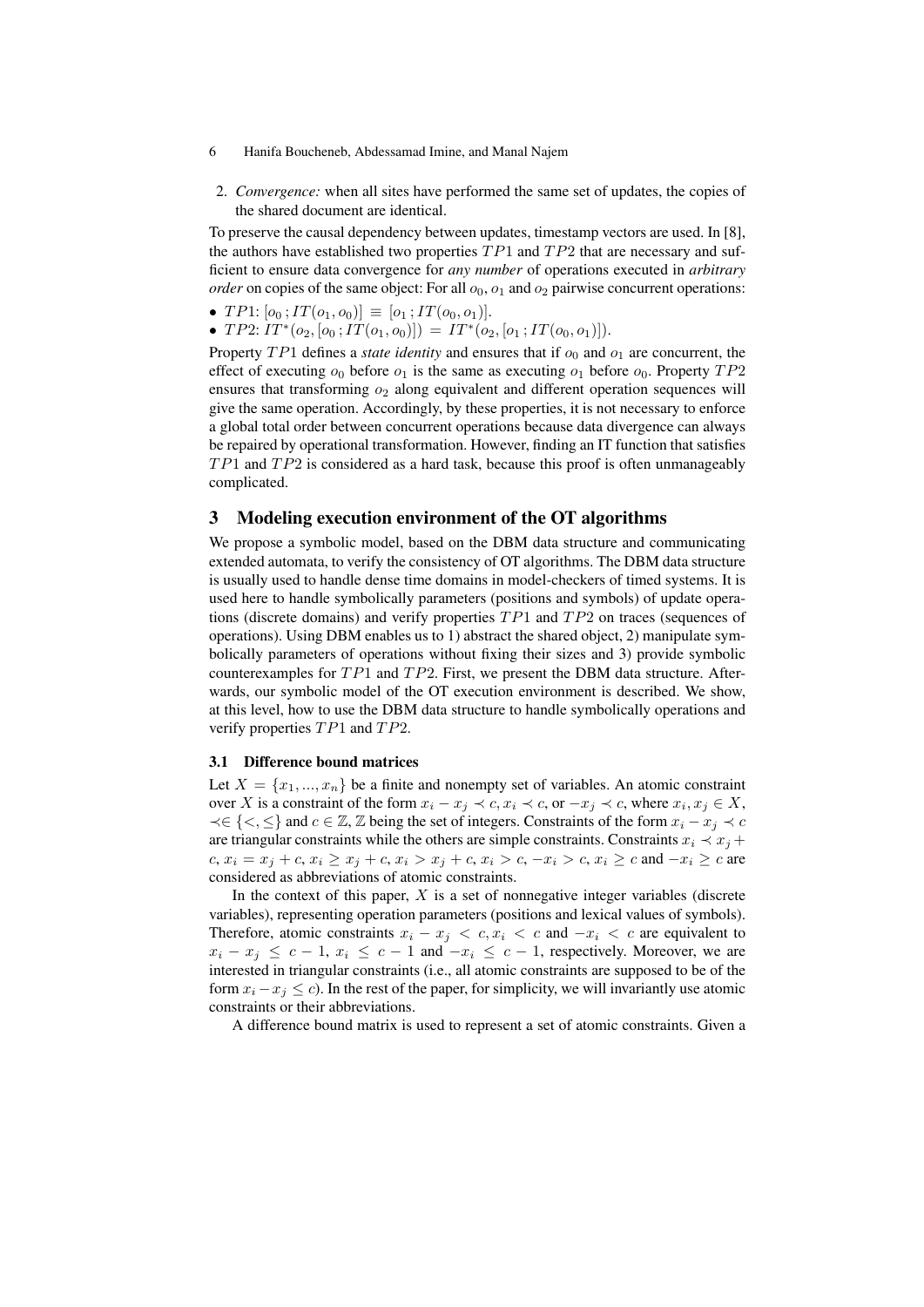2. *Convergence:* when all sites have performed the same set of updates, the copies of the shared document are identical.

To preserve the causal dependency between updates, timestamp vectors are used. In [8], the authors have established two properties $TP1$ and $TP2$ that are necessary and sufficient to ensure data convergence for *any number* of operations executed in *arbitrary order* on copies of the same object: For all $o_0$, $o_1$ and $o_2$ pairwise concurrent operations:

- $TP1$: $[o_0\,; IT(o_1, o_0)] \equiv [o_1\,; IT(o_0, o_1)]$.
- $TP2$: $IT^*(o_2, [o_0\,; IT(o_1, o_0)]) = IT^*(o_2, [o_1\,; IT(o_0, o_1)])$.

Property $TP1$ defines a *state identity* and ensures that if $o_0$ and $o_1$ are concurrent, the effect of executing $o_0$ before $o_1$ is the same as executing $o_1$ before $o_0$. Property $TP2$ ensures that transforming $o_2$ along equivalent and different operation sequences will give the same operation. Accordingly, by these properties, it is not necessary to enforce a global total order between concurrent operations because data divergence can always be repaired by operational transformation. However, finding an IT function that satisfies $TP1$ and $TP2$ is considered as a hard task, because this proof is often unmanageably complicated.

## 3 Modeling execution environment of the OT algorithms

We propose a symbolic model, based on the DBM data structure and communicating extended automata, to verify the consistency of OT algorithms. The DBM data structure is usually used to handle dense time domains in model-checkers of timed systems. It is used here to handle symbolically parameters (positions and symbols) of update operations (discrete domains) and verify properties $TP1$ and $TP2$ on traces (sequences of operations). Using DBM enables us to 1) abstract the shared object, 2) manipulate symbolically parameters of operations without fixing their sizes and 3) provide symbolic counterexamples for $TP1$ and $TP2$. First, we present the DBM data structure. Afterwards, our symbolic model of the OT execution environment is described. We show, at this level, how to use the DBM data structure to handle symbolically operations and verify properties $TP1$ and $TP2$.

### 3.1 Difference bound matrices

Let $X = \{x_1, ..., x_n\}$ be a finite and nonempty set of variables. An atomic constraint over $X$ is a constraint of the form $x_i - x_j \prec c$, $x_i \prec c$, or $-x_j \prec c$, where $x_i, x_j \in X$, $\prec \in \{<, \leq\}$ and $c \in \mathbb{Z}$, $\mathbb{Z}$ being the set of integers. Constraints of the form $x_i - x_j \prec c$ are triangular constraints while the others are simple constraints. Constraints $x_i \prec x_j + c$, $x_i = x_j + c$, $x_i \geq x_j + c$, $x_i > x_j + c$, $x_i > c$, $-x_i > c$, $x_i \geq c$ and $-x_i \geq c$ are considered as abbreviations of atomic constraints.

In the context of this paper, $X$ is a set of nonnegative integer variables (discrete variables), representing operation parameters (positions and lexical values of symbols). Therefore, atomic constraints $x_i - x_j < c$, $x_i < c$ and $-x_i < c$ are equivalent to $x_i - x_j \leq c - 1$, $x_i \leq c - 1$ and $-x_i \leq c - 1$, respectively. Moreover, we are interested in triangular constraints (i.e., all atomic constraints are supposed to be of the form $x_i - x_j \leq c$). In the rest of the paper, for simplicity, we will invariantly use atomic constraints or their abbreviations.

A difference bound matrix is used to represent a set of atomic constraints. Given a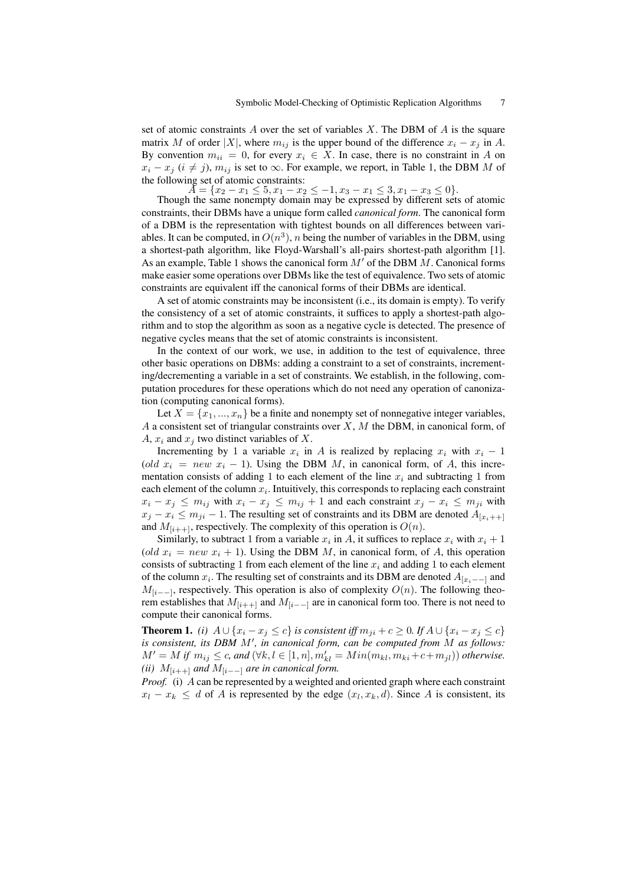set of atomic constraints $A$ over the set of variables $X$. The DBM of $A$ is the square matrix $M$ of order $|X|$, where $m_{ij}$ is the upper bound of the difference $x_i - x_j$ in $A$. By convention $m_{ii} = 0$, for every $x_i \in X$. In case, there is no constraint in $A$ on $x_i - x_j$ ($i \neq j$), $m_{ij}$ is set to $\infty$. For example, we report, in Table 1, the DBM $M$ of the following set of atomic constraints:

$$A = \{x_2 - x_1 \leq 5, x_1 - x_2 \leq -1, x_3 - x_1 \leq 3, x_1 - x_3 \leq 0\}.$$

Though the same nonempty domain may be expressed by different sets of atomic constraints, their DBMs have a unique form called *canonical form*. The canonical form of a DBM is the representation with tightest bounds on all differences between variables. It can be computed, in $O(n^3)$, $n$ being the number of variables in the DBM, using a shortest-path algorithm, like Floyd-Warshall's all-pairs shortest-path algorithm [1]. As an example, Table 1 shows the canonical form $M'$ of the DBM $M$. Canonical forms make easier some operations over DBMs like the test of equivalence. Two sets of atomic constraints are equivalent iff the canonical forms of their DBMs are identical.

A set of atomic constraints may be inconsistent (i.e., its domain is empty). To verify the consistency of a set of atomic constraints, it suffices to apply a shortest-path algorithm and to stop the algorithm as soon as a negative cycle is detected. The presence of negative cycles means that the set of atomic constraints is inconsistent.

In the context of our work, we use, in addition to the test of equivalence, three other basic operations on DBMs: adding a constraint to a set of constraints, incrementing/decrementing a variable in a set of constraints. We establish, in the following, computation procedures for these operations which do not need any operation of canonization (computing canonical forms).

Let $X = \{x_1, ..., x_n\}$ be a finite and nonempty set of nonnegative integer variables, $A$ a consistent set of triangular constraints over $X$, $M$ the DBM, in canonical form, of $A$, $x_i$ and $x_j$ two distinct variables of $X$.

Incrementing by 1 a variable $x_i$ in $A$ is realized by replacing $x_i$ with $x_i - 1$ ($old\ x_i = new\ x_i - 1$). Using the DBM $M$, in canonical form, of $A$, this incrementation consists of adding 1 to each element of the line $x_i$ and subtracting 1 from each element of the column $x_i$. Intuitively, this corresponds to replacing each constraint $x_i - x_j \leq m_{ij}$ with $x_i - x_j \leq m_{ij} + 1$ and each constraint $x_j - x_i \leq m_{ji}$ with $x_j - x_i \leq m_{ji} - 1$. The resulting set of constraints and its DBM are denoted $A_{[x_i++]}$ and $M_{[i++]}$, respectively. The complexity of this operation is $O(n)$.

Similarly, to subtract 1 from a variable $x_i$ in $A$, it suffices to replace $x_i$ with $x_i + 1$ ($old\ x_i = new\ x_i + 1$). Using the DBM $M$, in canonical form, of $A$, this operation consists of subtracting 1 from each element of the line $x_i$ and adding 1 to each element of the column $x_i$. The resulting set of constraints and its DBM are denoted $A_{[x_i--]}$ and $M_{[i--]}$, respectively. This operation is also of complexity $O(n)$. The following theorem establishes that $M_{[i++]}$ and $M_{[i--]}$ are in canonical form too. There is not need to compute their canonical forms.

**Theorem 1.** *(i)* $A \cup \{x_i - x_j \leq c\}$ *is consistent iff* $m_{ji} + c \geq 0$*. If* $A \cup \{x_i - x_j \leq c\}$ *is consistent, its DBM* $M'$*, in canonical form, can be computed from* $M$ *as follows:* $M' = M$ *if* $m_{ij} \leq c$*, and* $(\forall k, l \in [1, n], m'_{kl} = Min(m_{kl}, m_{ki} + c + m_{jl}))$ *otherwise.* *(ii)* $M_{[i++]}$ *and* $M_{[i--]}$ *are in canonical form.*

*Proof.* (i) $A$ can be represented by a weighted and oriented graph where each constraint $x_l - x_k \leq d$ of $A$ is represented by the edge $(x_l, x_k, d)$. Since $A$ is consistent, its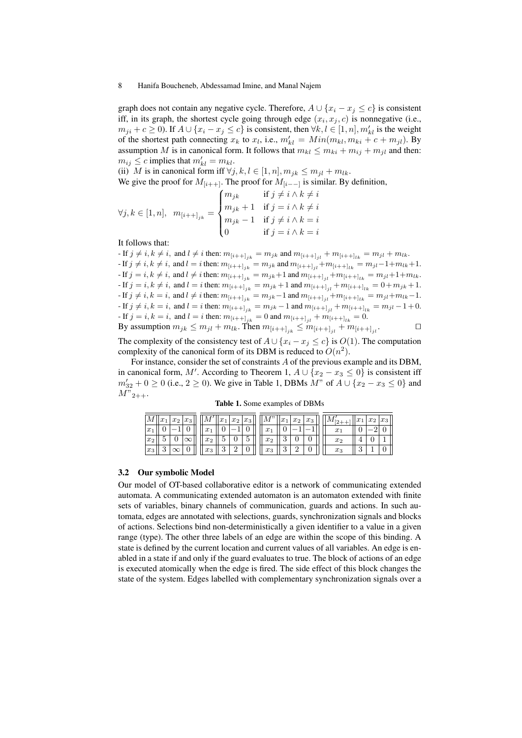graph does not contain any negative cycle. Therefore, $A \cup \{x_i - x_j \leq c\}$ is consistent iff, in its graph, the shortest cycle going through edge $(x_i, x_j, c)$ is nonnegative (i.e., $m_{ji} + c \geq 0$). If $A \cup \{x_i - x_j \leq c\}$ is consistent, then $\forall k, l \in [1, n], m'_{kl}$ is the weight of the shortest path connecting $x_k$ to $x_l$, i.e., $m'_{kl} = Min(m_{kl}, m_{ki} + c + m_{jl})$. By assumption $M$ is in canonical form. It follows that $m_{kl} \leq m_{ki} + m_{ij} + m_{jl}$ and then: $m_{ij} \leq c$ implies that $m'_{kl} = m_{kl}$.

(ii) $M$ is in canonical form iff $\forall j, k, l \in [1, n], m_{jk} \leq m_{jl} + m_{lk}$.

We give the proof for $M_{[i++]}$. The proof for $M_{[i--]}$ is similar. By definition,

$$\forall j, k \in [1, n], \quad m_{[i++]_{jk}} = \begin{cases} m_{jk} & \text{if } j \neq i \wedge k \neq i \\ m_{jk} + 1 & \text{if } j = i \wedge k \neq i \\ m_{jk} - 1 & \text{if } j \neq i \wedge k = i \\ 0 & \text{if } j = i \wedge k = i \end{cases}$$

It follows that:

- If $j \neq i, k \neq i,$ and $l \neq i$ then: $m_{[i++]_{jk}} = m_{jk}$ and $m_{[i++]_{jl}} + m_{[i++]_{lk}} = m_{jl} + m_{lk}$.
- If $j \neq i, k \neq i,$ and $l = i$ then: $m_{[i++]_{jk}} = m_{jk}$ and $m_{[i++]_{jl}} + m_{[i++]_{lk}} = m_{jl} - 1 + m_{lk} + 1$.
- If $j = i, k \neq i,$ and $l \neq i$ then: $m_{[i++]_{jk}} = m_{jk} + 1$ and $m_{[i++]_{jl}} + m_{[i++]_{lk}} = m_{jl} + 1 + m_{lk}$.
- If $j = i, k \neq i,$ and $l = i$ then: $m_{[i++]_{jk}} = m_{jk} + 1$ and $m_{[i++]_{jl}} + m_{[i++]_{lk}} = 0 + m_{jk} + 1$.
- If $j \neq i, k = i,$ and $l \neq i$ then: $m_{[i++]_{jk}} = m_{jk} - 1$ and $m_{[i++]_{jl}} + m_{[i++]_{lk}} = m_{jl} + m_{lk} - 1$.
- If $j \neq i, k = i,$ and $l = i$ then: $m_{[i++]_{jk}} = m_{jk} - 1$ and $m_{[i++]_{jl}} + m_{[i++]_{lk}} = m_{jl} - 1 + 0$.
- If $j = i, k = i,$ and $l = i$ then: $m_{[i++]_{jk}} = 0$ and $m_{[i++]_{jl}} + m_{[i++]_{lk}} = 0$.

By assumption $m_{jk} \leq m_{jl} + m_{lk}$. Then $m_{[i++]_{jk}} \leq m_{[i++]_{jl}} + m_{[i++]_{jl}}$. $\square$

The complexity of the consistency test of $A \cup \{x_i - x_j \leq c\}$ is $O(1)$. The computation complexity of the canonical form of its DBM is reduced to $O(n^2)$.

For instance, consider the set of constraints $A$ of the previous example and its DBM, in canonical form, $M'$. According to Theorem 1, $A \cup \{x_2 - x_3 \leq 0\}$ is consistent iff $m'_{32} + 0 \geq 0$ (i.e., $2 \geq 0$). We give in Table 1, DBMs $M$" of $A \cup \{x_2 - x_3 \leq 0\}$ and $M"_{2++}$.

**Table 1.** Some examples of DBMs

| $M$ | $x_1$ | $x_2$ | $x_3$ |
|---|---|---|---|
| $x_1$ | 0 | $-1$ | 0 |
| $x_2$ | 5 | 0 | $\infty$ |
| $x_3$ | 3 | $\infty$ | 0 |

| $M'$ | $x_1$ | $x_2$ | $x_3$ |
|---|---|---|---|
| $x_1$ | 0 | $-1$ | 0 |
| $x_2$ | 5 | 0 | 5 |
| $x_3$ | 3 | 2 | 0 |

| $M"$ | $x_1$ | $x_2$ | $x_3$ |
|---|---|---|---|
| $x_1$ | 0 | $-1$ | $-1$ |
| $x_2$ | 3 | 0 | 0 |
| $x_3$ | 3 | 2 | 0 |

| $M'_{[2++]}$ | $x_1$ | $x_2$ | $x_3$ |
|---|---|---|---|
| $x_1$ | 0 | $-2$ | 0 |
| $x_2$ | 4 | 0 | 1 |
| $x_3$ | 3 | 1 | 0 |

### 3.2 Our symbolic Model

Our model of OT-based collaborative editor is a network of communicating extended automata. A communicating extended automaton is an automaton extended with finite sets of variables, binary channels of communication, guards and actions. In such automata, edges are annotated with selections, guards, synchronization signals and blocks of actions. Selections bind non-deterministically a given identifier to a value in a given range (type). The other three labels of an edge are within the scope of this binding. A state is defined by the current location and current values of all variables. An edge is enabled in a state if and only if the guard evaluates to true. The block of actions of an edge is executed atomically when the edge is fired. The side effect of this block changes the state of the system. Edges labelled with complementary synchronization signals over a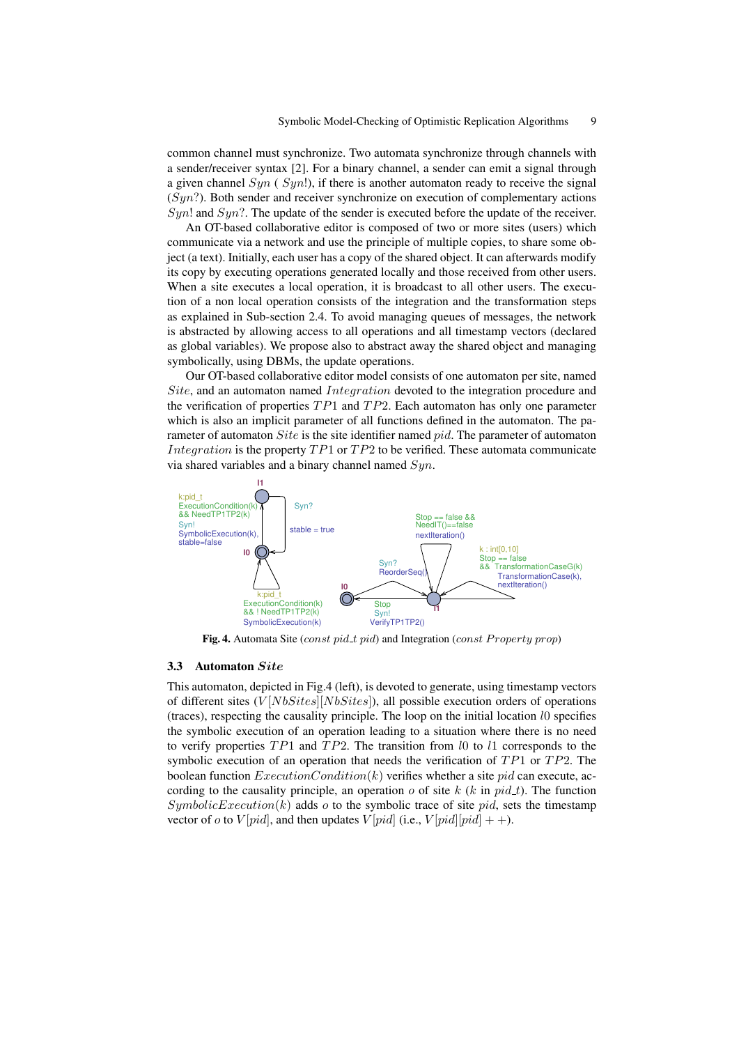common channel must synchronize. Two automata synchronize through channels with a sender/receiver syntax [2]. For a binary channel, a sender can emit a signal through a given channel $Syn$ ( $Syn!$), if there is another automaton ready to receive the signal ($Syn?$). Both sender and receiver synchronize on execution of complementary actions $Syn!$ and $Syn?$. The update of the sender is executed before the update of the receiver.

An OT-based collaborative editor is composed of two or more sites (users) which communicate via a network and use the principle of multiple copies, to share some object (a text). Initially, each user has a copy of the shared object. It can afterwards modify its copy by executing operations generated locally and those received from other users. When a site executes a local operation, it is broadcast to all other users. The execution of a non local operation consists of the integration and the transformation steps as explained in Sub-section 2.4. To avoid managing queues of messages, the network is abstracted by allowing access to all operations and all timestamp vectors (declared as global variables). We propose also to abstract away the shared object and managing symbolically, using DBMs, the update operations.

Our OT-based collaborative editor model consists of one automaton per site, named $Site$, and an automaton named $Integration$ devoted to the integration procedure and the verification of properties $TP1$ and $TP2$. Each automaton has only one parameter which is also an implicit parameter of all functions defined in the automaton. The parameter of automaton $Site$ is the site identifier named $pid$. The parameter of automaton $Integration$ is the property $TP1$ or $TP2$ to be verified. These automata communicate via shared variables and a binary channel named $Syn$.

**Fig. 4.** Automata Site ($const\ pid\_t\ pid$) and Integration ($const\ Property\ prop$)

### 3.3 Automaton $Site$

This automaton, depicted in Fig.4 (left), is devoted to generate, using timestamp vectors of different sites ($V[NbSites][NbSites]$), all possible execution orders of operations (traces), respecting the causality principle. The loop on the initial location $l0$ specifies the symbolic execution of an operation leading to a situation where there is no need to verify properties $TP1$ and $TP2$. The transition from $l0$ to $l1$ corresponds to the symbolic execution of an operation that needs the verification of $TP1$ or $TP2$. The boolean function $ExecutionCondition(k)$ verifies whether a site $pid$ can execute, according to the causality principle, an operation $o$ of site $k$ ($k$ in $pid\_t$). The function $SymbolicExecution(k)$ adds $o$ to the symbolic trace of site $pid$, sets the timestamp vector of $o$ to $V[pid]$, and then updates $V[pid]$ (i.e., $V[pid][pid]++$).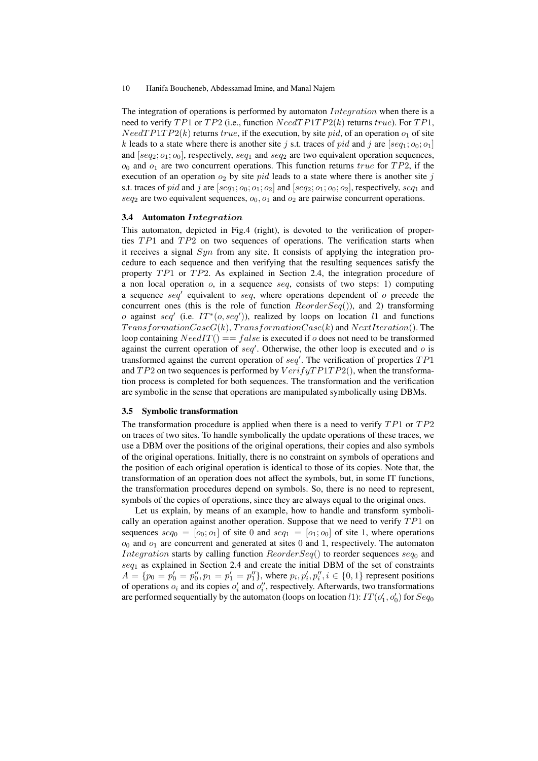The integration of operations is performed by automaton $Integration$ when there is a need to verify $TP1$ or $TP2$ (i.e., function $NeedTP1TP2(k)$ returns $true$). For $TP1$, $NeedTP1TP2(k)$ returns $true$, if the execution, by site $pid$, of an operation $o_1$ of site $k$ leads to a state where there is another site $j$ s.t. traces of $pid$ and $j$ are $[seq_1; o_0; o_1]$ and $[seq_2; o_1; o_0]$, respectively, $seq_1$ and $seq_2$ are two equivalent operation sequences, $o_0$ and $o_1$ are two concurrent operations. This function returns $true$ for $TP2$, if the execution of an operation $o_2$ by site $pid$ leads to a state where there is another site $j$ s.t. traces of $pid$ and $j$ are $[seq_1; o_0; o_1; o_2]$ and $[seq_2; o_1; o_0; o_2]$, respectively, $seq_1$ and $seq_2$ are two equivalent sequences, $o_0$, $o_1$ and $o_2$ are pairwise concurrent operations.

### 3.4 Automaton $Integration$

This automaton, depicted in Fig.4 (right), is devoted to the verification of properties $TP1$ and $TP2$ on two sequences of operations. The verification starts when it receives a signal $Syn$ from any site. It consists of applying the integration procedure to each sequence and then verifying that the resulting sequences satisfy the property $TP1$ or $TP2$. As explained in Section 2.4, the integration procedure of a non local operation $o$, in a sequence $seq$, consists of two steps: 1) computing a sequence $seq'$ equivalent to $seq$, where operations dependent of $o$ precede the concurrent ones (this is the role of function $ReorderSeq()$), and 2) transforming $o$ against $seq'$ (i.e. $IT^*(o, seq')$), realized by loops on location $l1$ and functions $TransformationCaseG(k)$, $TransformationCase(k)$ and $NextIteration()$. The loop containing $NeedIT() == false$ is executed if $o$ does not need to be transformed against the current operation of $seq'$. Otherwise, the other loop is executed and $o$ is transformed against the current operation of $seq'$. The verification of properties $TP1$ and $TP2$ on two sequences is performed by $VerifyTP1TP2()$, when the transformation process is completed for both sequences. The transformation and the verification are symbolic in the sense that operations are manipulated symbolically using DBMs.

### 3.5 Symbolic transformation

The transformation procedure is applied when there is a need to verify $TP1$ or $TP2$ on traces of two sites. To handle symbolically the update operations of these traces, we use a DBM over the positions of the original operations, their copies and also symbols of the original operations. Initially, there is no constraint on symbols of operations and the position of each original operation is identical to those of its copies. Note that, the transformation of an operation does not affect the symbols, but, in some IT functions, the transformation procedures depend on symbols. So, there is no need to represent, symbols of the copies of operations, since they are always equal to the original ones.

Let us explain, by means of an example, how to handle and transform symbolically an operation against another operation. Suppose that we need to verify $TP1$ on sequences $seq_0 = [o_0; o_1]$ of site 0 and $seq_1 = [o_1; o_0]$ of site 1, where operations $o_0$ and $o_1$ are concurrent and generated at sites 0 and 1, respectively. The automaton $Integration$ starts by calling function $ReorderSeq()$ to reorder sequences $seq_0$ and $seq_1$ as explained in Section 2.4 and create the initial DBM of the set of constraints $A = \{p_0 = p_0' = p_0'', p_1 = p_1' = p_1''\}$, where $p_i, p_i', p_i'', i \in \{0, 1\}$ represent positions of operations $o_i$ and its copies $o_i'$ and $o_i''$, respectively. Afterwards, two transformations are performed sequentially by the automaton (loops on location $l1$): $IT(o_1', o_0')$ for $Seq_0$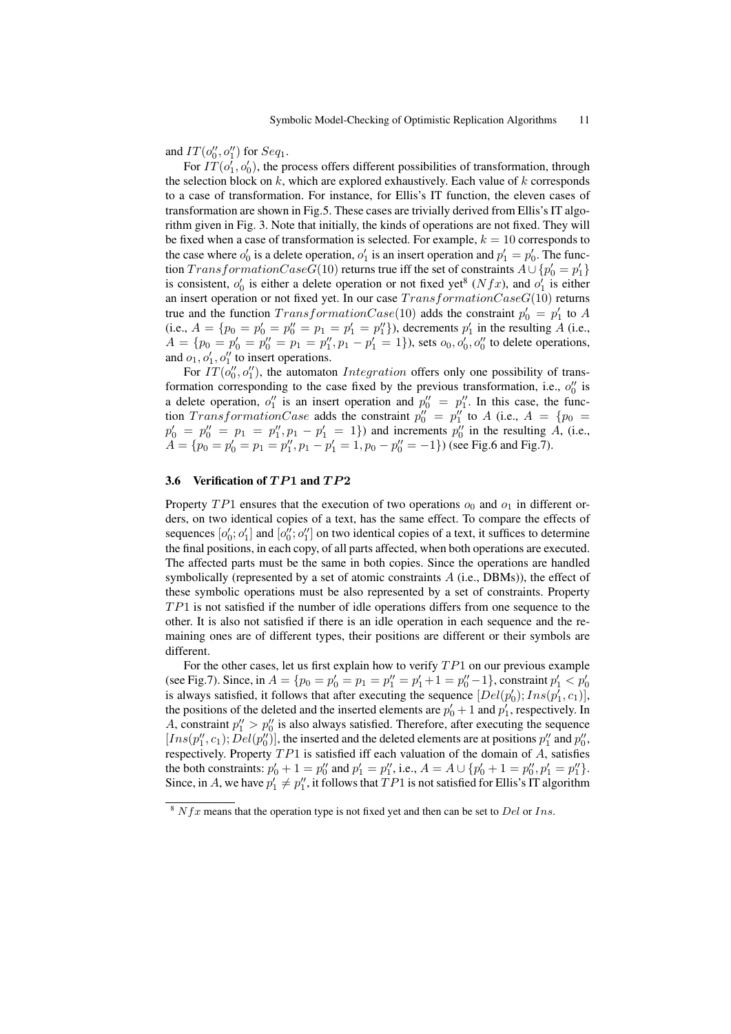and $IT(o''_0, o''_1)$ for $Seq_1$.

For $IT(o'_1, o'_0)$, the process offers different possibilities of transformation, through the selection block on $k$, which are explored exhaustively. Each value of $k$ corresponds to a case of transformation. For instance, for Ellis's IT function, the eleven cases of transformation are shown in Fig.5. These cases are trivially derived from Ellis's IT algorithm given in Fig. 3. Note that initially, the kinds of operations are not fixed. They will be fixed when a case of transformation is selected. For example, $k = 10$ corresponds to the case where $o'_0$ is a delete operation, $o'_1$ is an insert operation and $p'_1 = p'_0$. The function $TransformationCaseG(10)$ returns true iff the set of constraints $A \cup \{p'_0 = p'_1\}$ is consistent, $o'_0$ is either a delete operation or not fixed yet[8] ($Nfx$), and $o'_1$ is either an insert operation or not fixed yet. In our case $TransformationCaseG(10)$ returns true and the function $TransformationCase(10)$ adds the constraint $p'_0 = p'_1$ to $A$ (i.e., $A = \{p_0 = p'_0 = p''_0 = p_1 = p'_1 = p''_1\}$), decrements $p'_1$ in the resulting $A$ (i.e., $A = \{p_0 = p'_0 = p''_0 = p_1 = p''_1, p_1 - p'_1 = 1\}$), sets $o_0, o'_0, o''_0$ to delete operations, and $o_1, o'_1, o''_1$ to insert operations.

For $IT(o''_0, o''_1)$, the automaton $Integration$ offers only one possibility of transformation corresponding to the case fixed by the previous transformation, i.e., $o''_0$ is a delete operation, $o''_1$ is an insert operation and $p''_0 = p''_1$. In this case, the function $TransformationCase$ adds the constraint $p''_0 = p''_1$ to $A$ (i.e., $A = \{p_0 = p'_0 = p''_0 = p_1 = p''_1, p_1 - p'_1 = 1\}$) and increments $p''_0$ in the resulting $A$, (i.e., $A = \{p_0 = p'_0 = p_1 = p''_1, p_1 - p'_1 = 1, p_0 - p''_0 = -1\}$) (see Fig.6 and Fig.7).

### 3.6 Verification of $TP1$ and $TP2$

Property $TP1$ ensures that the execution of two operations $o_0$ and $o_1$ in different orders, on two identical copies of a text, has the same effect. To compare the effects of sequences $[o'_0; o'_1]$ and $[o''_0; o''_1]$ on two identical copies of a text, it suffices to determine the final positions, in each copy, of all parts affected, when both operations are executed. The affected parts must be the same in both copies. Since the operations are handled symbolically (represented by a set of atomic constraints $A$ (i.e., DBMs)), the effect of these symbolic operations must be also represented by a set of constraints. Property $TP1$ is not satisfied if the number of idle operations differs from one sequence to the other. It is also not satisfied if there is an idle operation in each sequence and the remaining ones are of different types, their positions are different or their symbols are different.

For the other cases, let us first explain how to verify $TP1$ on our previous example (see Fig.7). Since, in $A = \{p_0 = p'_0 = p_1 = p''_1 = p'_1 + 1 = p''_0 - 1\}$, constraint $p'_1 < p'_0$ is always satisfied, it follows that after executing the sequence $[Del(p'_0); Ins(p'_1, c_1)]$, the positions of the deleted and the inserted elements are $p'_0 + 1$ and $p'_1$, respectively. In $A$, constraint $p''_1 > p''_0$ is also always satisfied. Therefore, after executing the sequence $[Ins(p''_1, c_1); Del(p''_0)]$, the inserted and the deleted elements are at positions $p''_1$ and $p''_0$, respectively. Property $TP1$ is satisfied iff each valuation of the domain of $A$, satisfies the both constraints: $p'_0 + 1 = p''_0$ and $p'_1 = p''_1$, i.e., $A = A \cup \{p'_0 + 1 = p''_0, p'_1 = p''_1\}$. Since, in $A$, we have $p'_1 \neq p''_1$, it follows that $TP1$ is not satisfied for Ellis's IT algorithm

[8] $Nfx$ means that the operation type is not fixed yet and then can be set to $Del$ or $Ins$.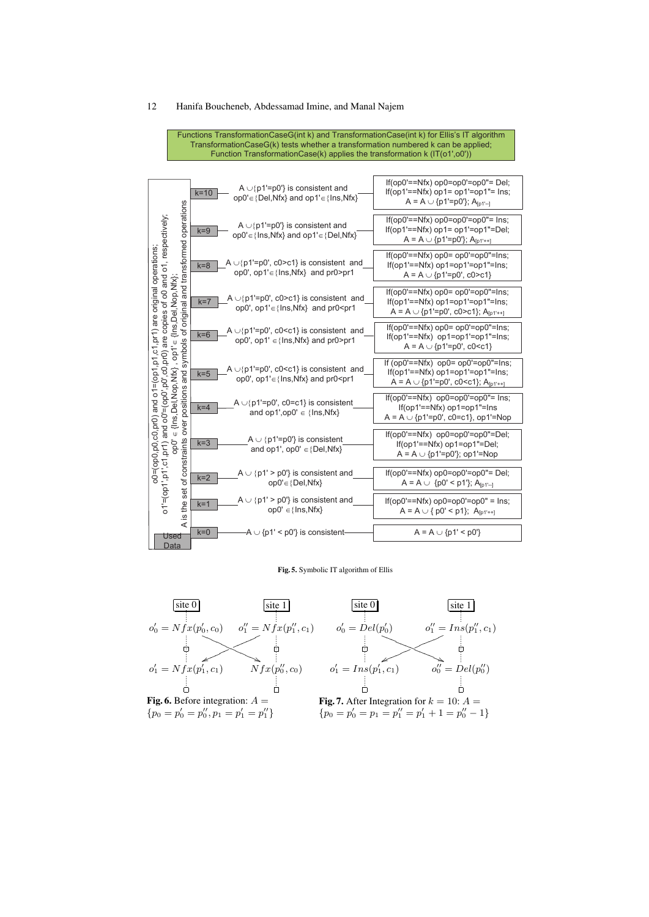Functions TransformationCaseG(int k) and TransformationCase(int k) for Ellis's IT algorithm
TransformationCaseG(k) tests whether a transformation numbered k can be applied;
Function TransformationCase(k) applies the transformation k (IT(o1',o0'))

Used Data: o0=(op0,p0,c0,pr0) and o1=(op1,p1,c1,pr1) are original operations; o1'=(op1',p1',c1',pr1') and o0'=(op0',p0',c0',pr0') are copies of o0 and o1, respectively; op0' ∈ {Ins,Del,Nop,Nfx}, op1' ∈ {Ins,Del,Nop,Nfx}; A is the set of constraints over positions and symbols of original and transformed operations

| k | TransformationCaseG(k) | TransformationCase(k) |
|---|---|---|
| k=10 | A ∪{p1'=p0'} is consistent and op0'∈{Del,Nfx} and op1'∈{Ins,Nfx} | If(op0'==Nfx) op0=op0'=op0"= Del; If(op1'==Nfx) op1= op1'=op1"= Ins; A = A ∪ {p1'=p0'}; $A_{[p1'--]}$ |
| k=9 | A ∪{p1'=p0'} is consistent and op0'∈{Ins,Nfx} and op1'∈{Del,Nfx} | If(op0'==Nfx) op0=op0'=op0"= Ins; If(op1'==Nfx) op1= op1'=op1"=Del; A = A ∪ {p1'=p0'}; $A_{[p1'++]}$ |
| k=8 | A ∪{p1'=p0', c0>c1} is consistent and op0', op1'∈{Ins,Nfx} and pr0>pr1 | If(op0'==Nfx) op0= op0'=op0"=Ins; If(op1'==Nfx) op1=op1'=op1"=Ins; A = A ∪ {p1'=p0', c0>c1} |
| k=7 | A ∪{p1'=p0', c0>c1} is consistent and op0', op1'∈{Ins,Nfx} and pr0<pr1 | If(op0'==Nfx) op0= op0'=op0"=Ins; If(op1'==Nfx) op1=op1'=op1"=Ins; A = A ∪ {p1'=p0', c0>c1}; $A_{[p1'++]}$ |
| k=6 | A ∪{p1'=p0', c0<c1} is consistent and op0', op1' ∈{Ins,Nfx} and pr0>pr1 | If(op0'==Nfx) op0= op0'=op0"=Ins; If(op1'==Nfx) op1=op1'=op1"=Ins; A = A ∪ {p1'=p0', c0<c1} |
| k=5 | A ∪{p1'=p0', c0<c1} is consistent and op0', op1'∈{Ins,Nfx} and pr0<pr1 | If (op0'==Nfx) op0= op0'=op0"=Ins; If(op1'==Nfx) op1=op1'=op1"=Ins; A = A ∪ {p1'=p0', c0<c1}; $A_{[p1'++]}$ |
| k=4 | A ∪{p1'=p0', c0=c1} is consistent and op1',op0' ∈ {Ins,Nfx} | If(op0'==Nfx) op0=op0'=op0"= Ins; If(op1'==Nfx) op1=op1"=Ins; A = A ∪ {p1'=p0', c0=c1}, op1'=Nop |
| k=3 | A ∪ {p1'=p0'} is consistent and op1', op0' ∈{Del,Nfx} | If(op0'==Nfx) op0=op0'=op0"=Del; If(op1'==Nfx) op1=op1"=Del; A = A ∪ {p1'=p0'}; op1'=Nop |
| k=2 | A ∪ {p1' > p0'} is consistent and op0'∈{Del,Nfx} | If(op0'==Nfx) op0=op0'=op0"= Del; A = A ∪ {p0' < p1'}; $A_{[p1'--]}$ |
| k=1 | A ∪ {p1' > p0'} is consistent and op0' ∈{Ins,Nfx} | If(op0'==Nfx) op0=op0'=op0" = Ins; A = A ∪ { p0' < p1}; $A_{[p1'++]}$ |
| k=0 | A ∪ {p1' < p0'} is consistent | A = A ∪ {p1' < p0'} |

**Fig. 5.** Symbolic IT algorithm of Ellis

site 0: $o'_0 = Nfx(p'_0, c_0)$, $o'_1 = Nfx(p'_1, c_1)$; site 1: $o''_1 = Nfx(p''_1, c_1)$, $Nfx(p''_0, c_0)$

**Fig. 6.** Before integration: $A = \{p_0 = p'_0 = p''_0, p_1 = p'_1 = p''_1\}$

site 0: $o'_0 = Del(p'_0)$, $o'_1 = Ins(p'_1, c_1)$; site 1: $o''_1 = Ins(p''_1, c_1)$, $o''_0 = Del(p''_0)$

**Fig. 7.** After Integration for $k = 10$: $A = \{p_0 = p'_0 = p_1 = p''_1 = p'_1 + 1 = p''_0 - 1\}$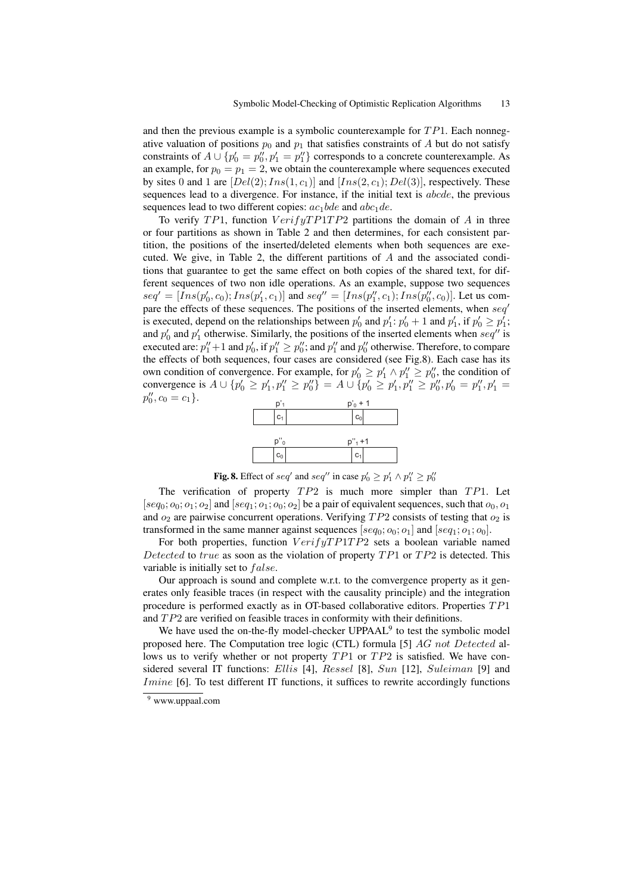and then the previous example is a symbolic counterexample for $TP1$. Each nonnegative valuation of positions $p_0$ and $p_1$ that satisfies constraints of $A$ but do not satisfy constraints of $A \cup \{p'_0 = p''_0, p'_1 = p''_1\}$ corresponds to a concrete counterexample. As an example, for $p_0 = p_1 = 2$, we obtain the counterexample where sequences executed by sites 0 and 1 are $[Del(2); Ins(1, c_1)]$ and $[Ins(2, c_1); Del(3)]$, respectively. These sequences lead to a divergence. For instance, if the initial text is $abcde$, the previous sequences lead to two different copies: $ac_1bde$ and $abc_1de$.

To verify $TP1$, function $VerifyTP1TP2$ partitions the domain of $A$ in three or four partitions as shown in Table 2 and then determines, for each consistent partition, the positions of the inserted/deleted elements when both sequences are executed. We give, in Table 2, the different partitions of $A$ and the associated conditions that guarantee to get the same effect on both copies of the shared text, for different sequences of two non idle operations. As an example, suppose two sequences $seq' = [Ins(p'_0, c_0); Ins(p'_1, c_1)]$ and $seq'' = [Ins(p''_1, c_1); Ins(p''_0, c_0)]$. Let us compare the effects of these sequences. The positions of the inserted elements, when $seq'$ is executed, depend on the relationships between $p'_0$ and $p'_1$: $p'_0 + 1$ and $p'_1$, if $p'_0 \geq p'_1$; and $p'_0$ and $p'_1$ otherwise. Similarly, the positions of the inserted elements when $seq''$ is executed are: $p''_1 + 1$ and $p''_0$, if $p''_1 \geq p''_0$; and $p''_1$ and $p''_0$ otherwise. Therefore, to compare the effects of both sequences, four cases are considered (see Fig.8). Each case has its own condition of convergence. For example, for $p'_0 \geq p'_1 \wedge p''_1 \geq p''_0$, the condition of convergence is $A \cup \{p'_0 \geq p'_1, p''_1 \geq p''_0\} = A \cup \{p'_0 \geq p'_1, p''_1 \geq p''_0, p'_0 = p''_1, p'_1 = p''_0, c_0 = c_1\}$.

| $p'_1$ | | $p'_0 + 1$ | |
|---|---|---|---|
| $c_1$ | | $c_0$ | |

| $p''_0$ | | $p''_1 + 1$ | |
|---|---|---|---|
| $c_0$ | | $c_1$ | |

**Fig. 8.** Effect of $seq'$ and $seq''$ in case $p'_0 \geq p'_1 \wedge p''_1 \geq p''_0$

The verification of property $TP2$ is much more simpler than $TP1$. Let $[seq_0; o_0; o_1; o_2]$ and $[seq_1; o_1; o_0; o_2]$ be a pair of equivalent sequences, such that $o_0, o_1$ and $o_2$ are pairwise concurrent operations. Verifying $TP2$ consists of testing that $o_2$ is transformed in the same manner against sequences $[seq_0; o_0; o_1]$ and $[seq_1; o_1; o_0]$.

For both properties, function $VerifyTP1TP2$ sets a boolean variable named $Detected$ to $true$ as soon as the violation of property $TP1$ or $TP2$ is detected. This variable is initially set to $false$.

Our approach is sound and complete w.r.t. to the comvergence property as it generates only feasible traces (in respect with the causality principle) and the integration procedure is performed exactly as in OT-based collaborative editors. Properties $TP1$ and $TP2$ are verified on feasible traces in conformity with their definitions.

We have used the on-the-fly model-checker UPPAAL[9] to test the symbolic model proposed here. The Computation tree logic (CTL) formula [5] $AG\ not\ Detected$ allows us to verify whether or not property $TP1$ or $TP2$ is satisfied. We have considered several IT functions: $Ellis$ [4], $Ressel$ [8], $Sun$ [12], $Suleiman$ [9] and $Imine$ [6]. To test different IT functions, it suffices to rewrite accordingly functions

[9] www.uppaal.com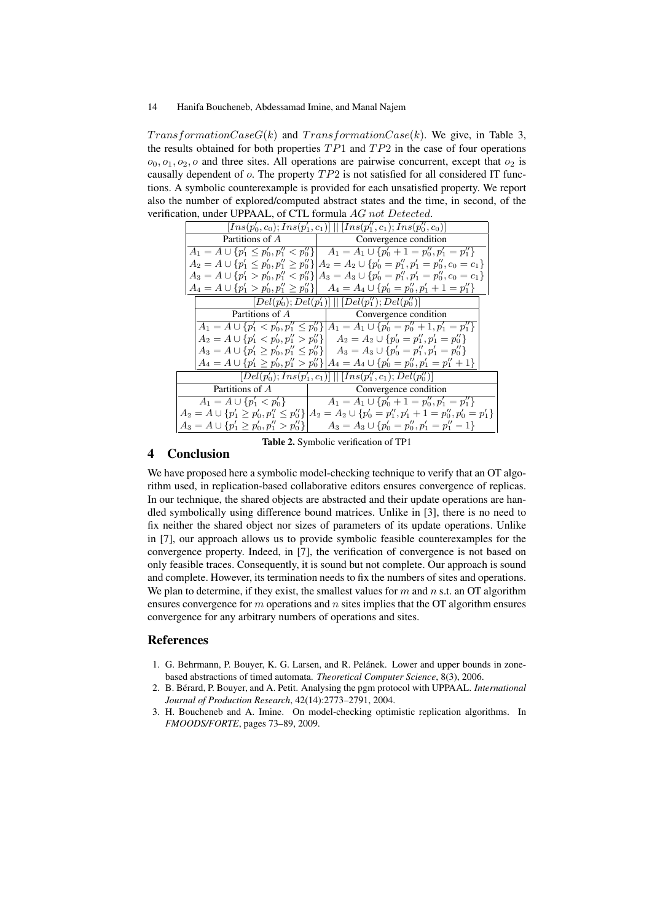$TransformationCaseG(k)$ and $TransformationCase(k)$. We give, in Table 3, the results obtained for both properties $TP1$ and $TP2$ in the case of four operations $o_0, o_1, o_2, o$ and three sites. All operations are pairwise concurrent, except that $o_2$ is causally dependent of $o$. The property $TP2$ is not satisfied for all considered IT functions. A symbolic counterexample is provided for each unsatisfied property. We report also the number of explored/computed abstract states and the time, in second, of the verification, under UPPAAL, of CTL formula $AG\ not\ Detected$.

| $[Ins(p'_0, c_0); Ins(p'_1, c_1)] \parallel [Ins(p''_1, c_1); Ins(p''_0, c_0)]$ | |
|---|---|
| Partitions of $A$ | Convergence condition |
| $A_1 = A \cup \{p'_1 \leq p'_0, p''_1 < p''_0\}$ | $A_1 = A_1 \cup \{p'_0 + 1 = p''_0, p'_1 = p''_1\}$ |
| $A_2 = A \cup \{p'_1 \leq p'_0, p''_1 \geq p''_0\}$ | $A_2 = A_2 \cup \{p'_0 = p''_1, p'_1 = p''_0, c_0 = c_1\}$ |
| $A_3 = A \cup \{p'_1 > p'_0, p''_1 < p''_0\}$ | $A_3 = A_3 \cup \{p'_0 = p''_1, p'_1 = p''_0, c_0 = c_1\}$ |
| $A_4 = A \cup \{p'_1 > p'_0, p''_1 \geq p''_0\}$ | $A_4 = A_4 \cup \{p'_0 = p''_0, p'_1 + 1 = p''_1\}$ |
| $[Del(p'_0); Del(p'_1)] \parallel [Del(p''_1); Del(p''_0)]$ | |
| Partitions of $A$ | Convergence condition |
| $A_1 = A \cup \{p'_1 < p'_0, p''_1 \leq p''_0\}$ | $A_1 = A_1 \cup \{p'_0 = p''_0 + 1, p'_1 = p''_1\}$ |
| $A_2 = A \cup \{p'_1 < p'_0, p''_1 > p''_0\}$ | $A_2 = A_2 \cup \{p'_0 = p''_1, p'_1 = p''_0\}$ |
| $A_3 = A \cup \{p'_1 \geq p'_0, p''_1 \leq p''_0\}$ | $A_3 = A_3 \cup \{p'_0 = p''_1, p'_1 = p''_0\}$ |
| $A_4 = A \cup \{p'_1 \geq p'_0, p''_1 > p''_0\}$ | $A_4 = A_4 \cup \{p'_0 = p''_0, p'_1 = p''_1 + 1\}$ |
| $[Del(p'_0); Ins(p'_1, c_1)] \parallel [Ins(p''_1, c_1); Del(p''_0)]$ | |
| Partitions of $A$ | Convergence condition |
| $A_1 = A \cup \{p'_1 < p'_0\}$ | $A_1 = A_1 \cup \{p'_0 + 1 = p''_0, p'_1 = p''_1\}$ |
| $A_2 = A \cup \{p'_1 \geq p'_0, p''_1 \leq p''_0\}$ | $A_2 = A_2 \cup \{p'_0 = p''_1, p'_1 + 1 = p''_0, p'_0 = p'_1\}$ |
| $A_3 = A \cup \{p'_1 \geq p'_0, p''_1 > p''_0\}$ | $A_3 = A_3 \cup \{p'_0 = p''_0, p'_1 = p''_1 - 1\}$ |

**Table 2.** Symbolic verification of TP1

## 4 Conclusion

We have proposed here a symbolic model-checking technique to verify that an OT algorithm used, in replication-based collaborative editors ensures convergence of replicas. In our technique, the shared objects are abstracted and their update operations are handled symbolically using difference bound matrices. Unlike in [3], there is no need to fix neither the shared object nor sizes of parameters of its update operations. Unlike in [7], our approach allows us to provide symbolic feasible counterexamples for the convergence property. Indeed, in [7], the verification of convergence is not based on only feasible traces. Consequently, it is sound but not complete. Our approach is sound and complete. However, its termination needs to fix the numbers of sites and operations. We plan to determine, if they exist, the smallest values for $m$ and $n$ s.t. an OT algorithm ensures convergence for $m$ operations and $n$ sites implies that the OT algorithm ensures convergence for any arbitrary numbers of operations and sites.

## References

1. G. Behrmann, P. Bouyer, K. G. Larsen, and R. Pelánek. Lower and upper bounds in zone-based abstractions of timed automata. *Theoretical Computer Science*, 8(3), 2006.
2. B. Bérard, P. Bouyer, and A. Petit. Analysing the pgm protocol with UPPAAL. *International Journal of Production Research*, 42(14):2773–2791, 2004.
3. H. Boucheneb and A. Imine. On model-checking optimistic replication algorithms. In *FMOODS/FORTE*, pages 73–89, 2009.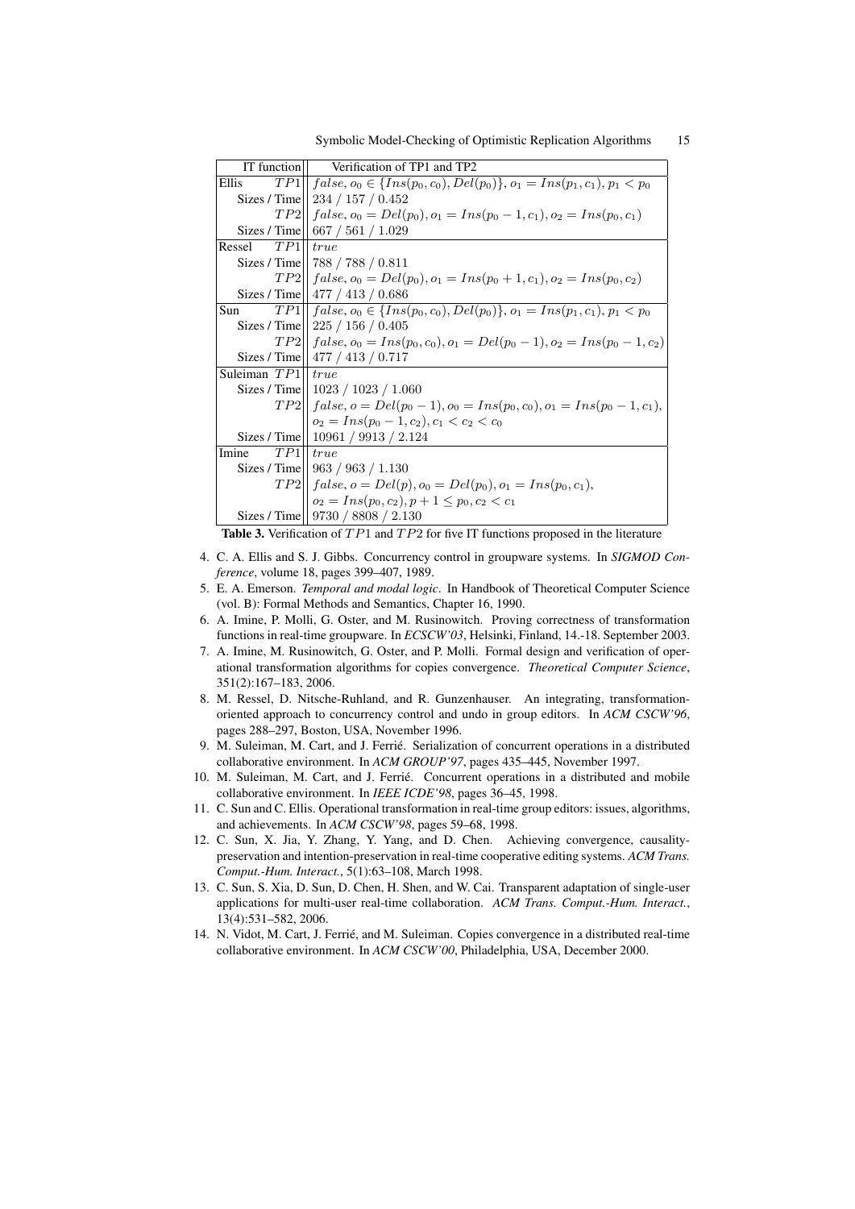| IT function | | Verification of TP1 and TP2 |
|---|---|---|
| Ellis | $TP1$ | $false, o_0 \in \{Ins(p_0, c_0), Del(p_0)\}, o_1 = Ins(p_1, c_1), p_1 < p_0$ |
| | Sizes / Time | 234 / 157 / 0.452 |
| | $TP2$ | $false, o_0 = Del(p_0), o_1 = Ins(p_0 - 1, c_1), o_2 = Ins(p_0, c_1)$ |
| | Sizes / Time | 667 / 561 / 1.029 |
| Ressel | $TP1$ | $true$ |
| | Sizes / Time | 788 / 788 / 0.811 |
| | $TP2$ | $false, o_0 = Del(p_0), o_1 = Ins(p_0 + 1, c_1), o_2 = Ins(p_0, c_2)$ |
| | Sizes / Time | 477 / 413 / 0.686 |
| Sun | $TP1$ | $false, o_0 \in \{Ins(p_0, c_0), Del(p_0)\}, o_1 = Ins(p_1, c_1), p_1 < p_0$ |
| | Sizes / Time | 225 / 156 / 0.405 |
| | $TP2$ | $false, o_0 = Ins(p_0, c_0), o_1 = Del(p_0 - 1), o_2 = Ins(p_0 - 1, c_2)$ |
| | Sizes / Time | 477 / 413 / 0.717 |
| Suleiman | $TP1$ | $true$ |
| | Sizes / Time | 1023 / 1023 / 1.060 |
| | $TP2$ | $false, o = Del(p_0 - 1), o_0 = Ins(p_0, c_0), o_1 = Ins(p_0 - 1, c_1),$ $o_2 = Ins(p_0 - 1, c_2), c_1 < c_2 < c_0$ |
| | Sizes / Time | 10961 / 9913 / 2.124 |
| Imine | $TP1$ | $true$ |
| | Sizes / Time | 963 / 963 / 1.130 |
| | $TP2$ | $false, o = Del(p), o_0 = Del(p_0), o_1 = Ins(p_0, c_1),$ $o_2 = Ins(p_0, c_2), p + 1 \leq p_0, c_2 < c_1$ |
| | Sizes / Time | 9730 / 8808 / 2.130 |

**Table 3.** Verification of $TP1$ and $TP2$ for five IT functions proposed in the literature

4. C. A. Ellis and S. J. Gibbs. Concurrency control in groupware systems. In *SIGMOD Conference*, volume 18, pages 399–407, 1989.
5. E. A. Emerson. *Temporal and modal logic*. In Handbook of Theoretical Computer Science (vol. B): Formal Methods and Semantics, Chapter 16, 1990.
6. A. Imine, P. Molli, G. Oster, and M. Rusinowitch. Proving correctness of transformation functions in real-time groupware. In *ECSCW'03*, Helsinki, Finland, 14.-18. September 2003.
7. A. Imine, M. Rusinowitch, G. Oster, and P. Molli. Formal design and verification of operational transformation algorithms for copies convergence. *Theoretical Computer Science*, 351(2):167–183, 2006.
8. M. Ressel, D. Nitsche-Ruhland, and R. Gunzenhauser. An integrating, transformation-oriented approach to concurrency control and undo in group editors. In *ACM CSCW'96*, pages 288–297, Boston, USA, November 1996.
9. M. Suleiman, M. Cart, and J. Ferrié. Serialization of concurrent operations in a distributed collaborative environment. In *ACM GROUP'97*, pages 435–445, November 1997.
10. M. Suleiman, M. Cart, and J. Ferrié. Concurrent operations in a distributed and mobile collaborative environment. In *IEEE ICDE'98*, pages 36–45, 1998.
11. C. Sun and C. Ellis. Operational transformation in real-time group editors: issues, algorithms, and achievements. In *ACM CSCW'98*, pages 59–68, 1998.
12. C. Sun, X. Jia, Y. Zhang, Y. Yang, and D. Chen. Achieving convergence, causality-preservation and intention-preservation in real-time cooperative editing systems. *ACM Trans. Comput.-Hum. Interact.*, 5(1):63–108, March 1998.
13. C. Sun, S. Xia, D. Sun, D. Chen, H. Shen, and W. Cai. Transparent adaptation of single-user applications for multi-user real-time collaboration. *ACM Trans. Comput.-Hum. Interact.*, 13(4):531–582, 2006.
14. N. Vidot, M. Cart, J. Ferrié, and M. Suleiman. Copies convergence in a distributed real-time collaborative environment. In *ACM CSCW'00*, Philadelphia, USA, December 2000.